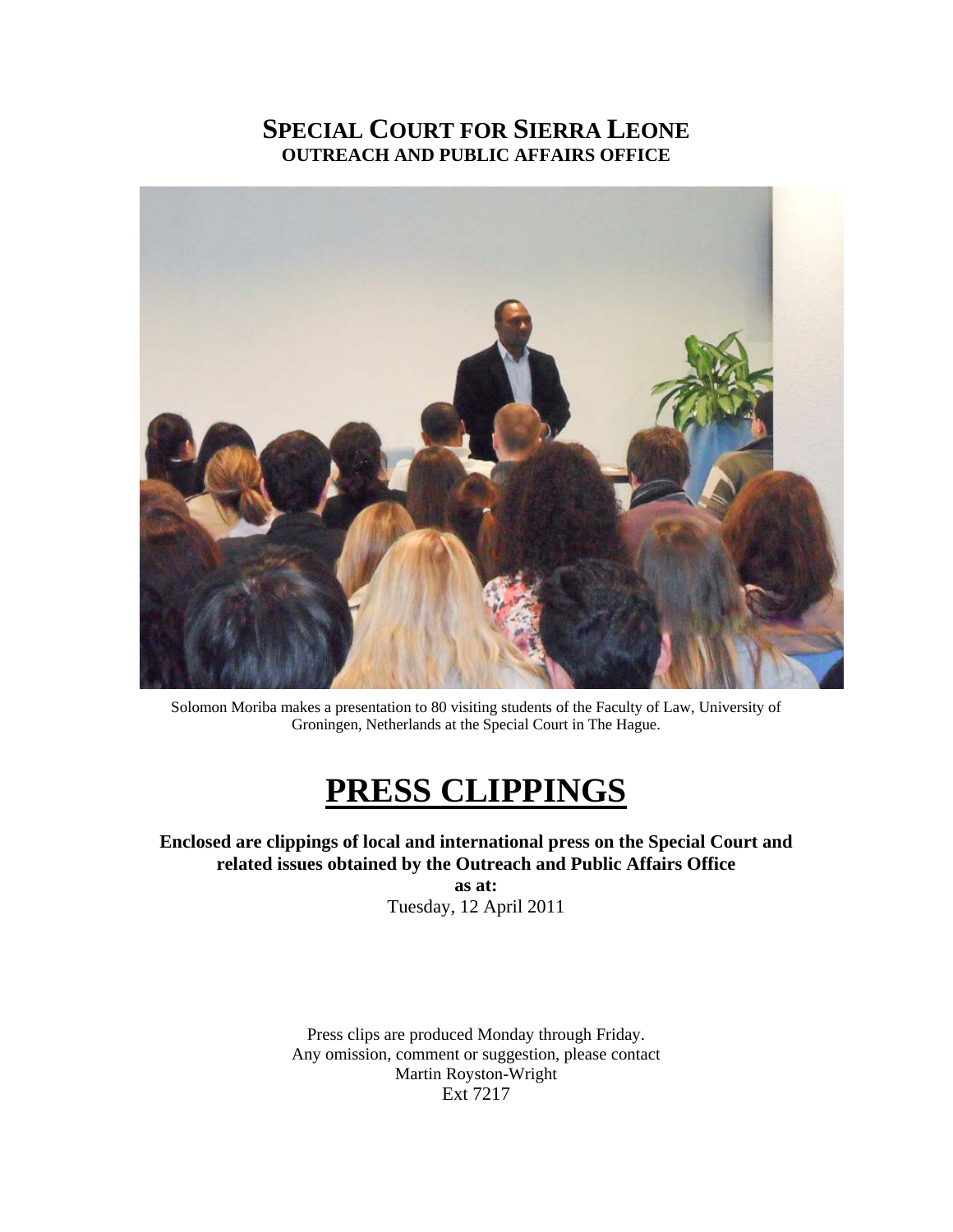# SPECIAL COURT FOR SIERRA LEONE
## OUTREACH AND PUBLIC AFFAIRS OFFICE

Solomon Moriba makes a presentation to 80 visiting students of the Faculty of Law, University of Groningen, Netherlands at the Special Court in The Hague.

# PRESS CLIPPINGS

**Enclosed are clippings of local and international press on the Special Court and related issues obtained by the Outreach and Public Affairs Office**

**as at:**

Tuesday, 12 April 2011

Press clips are produced Monday through Friday.
Any omission, comment or suggestion, please contact
Martin Royston-Wright
Ext 7217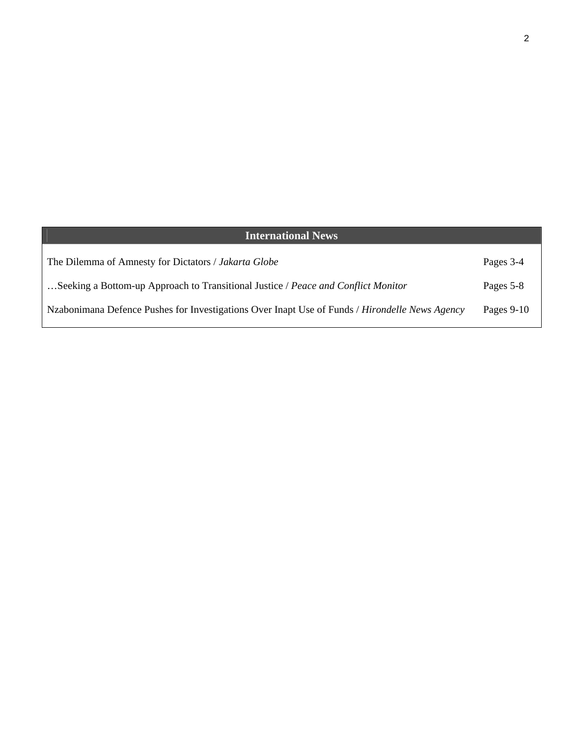## International News

| | |
|---|---|
| The Dilemma of Amnesty for Dictators / *Jakarta Globe* | Pages 3-4 |
| …Seeking a Bottom-up Approach to Transitional Justice / *Peace and Conflict Monitor* | Pages 5-8 |
| Nzabonimana Defence Pushes for Investigations Over Inapt Use of Funds / *Hirondelle News Agency* | Pages 9-10 |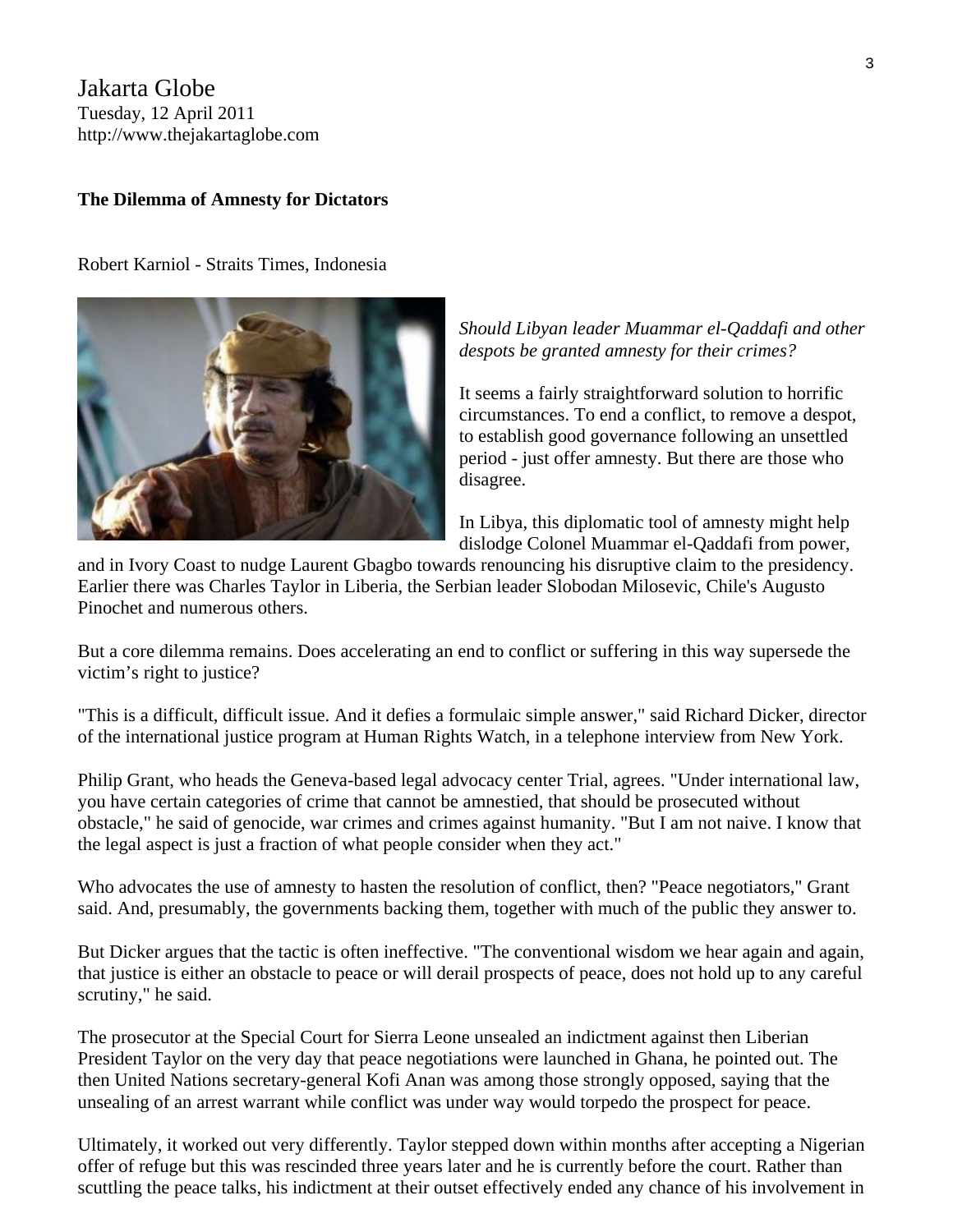Jakarta Globe
Tuesday, 12 April 2011
http://www.thejakartaglobe.com

**The Dilemma of Amnesty for Dictators**

Robert Karniol - Straits Times, Indonesia

*Should Libyan leader Muammar el-Qaddafi and other despots be granted amnesty for their crimes?*

It seems a fairly straightforward solution to horrific circumstances. To end a conflict, to remove a despot, to establish good governance following an unsettled period - just offer amnesty. But there are those who disagree.

In Libya, this diplomatic tool of amnesty might help dislodge Colonel Muammar el-Qaddafi from power, and in Ivory Coast to nudge Laurent Gbagbo towards renouncing his disruptive claim to the presidency. Earlier there was Charles Taylor in Liberia, the Serbian leader Slobodan Milosevic, Chile's Augusto Pinochet and numerous others.

But a core dilemma remains. Does accelerating an end to conflict or suffering in this way supersede the victim's right to justice?

"This is a difficult, difficult issue. And it defies a formulaic simple answer," said Richard Dicker, director of the international justice program at Human Rights Watch, in a telephone interview from New York.

Philip Grant, who heads the Geneva-based legal advocacy center Trial, agrees. "Under international law, you have certain categories of crime that cannot be amnestied, that should be prosecuted without obstacle," he said of genocide, war crimes and crimes against humanity. "But I am not naive. I know that the legal aspect is just a fraction of what people consider when they act."

Who advocates the use of amnesty to hasten the resolution of conflict, then? "Peace negotiators," Grant said. And, presumably, the governments backing them, together with much of the public they answer to.

But Dicker argues that the tactic is often ineffective. "The conventional wisdom we hear again and again, that justice is either an obstacle to peace or will derail prospects of peace, does not hold up to any careful scrutiny," he said.

The prosecutor at the Special Court for Sierra Leone unsealed an indictment against then Liberian President Taylor on the very day that peace negotiations were launched in Ghana, he pointed out. The then United Nations secretary-general Kofi Anan was among those strongly opposed, saying that the unsealing of an arrest warrant while conflict was under way would torpedo the prospect for peace.

Ultimately, it worked out very differently. Taylor stepped down within months after accepting a Nigerian offer of refuge but this was rescinded three years later and he is currently before the court. Rather than scuttling the peace talks, his indictment at their outset effectively ended any chance of his involvement in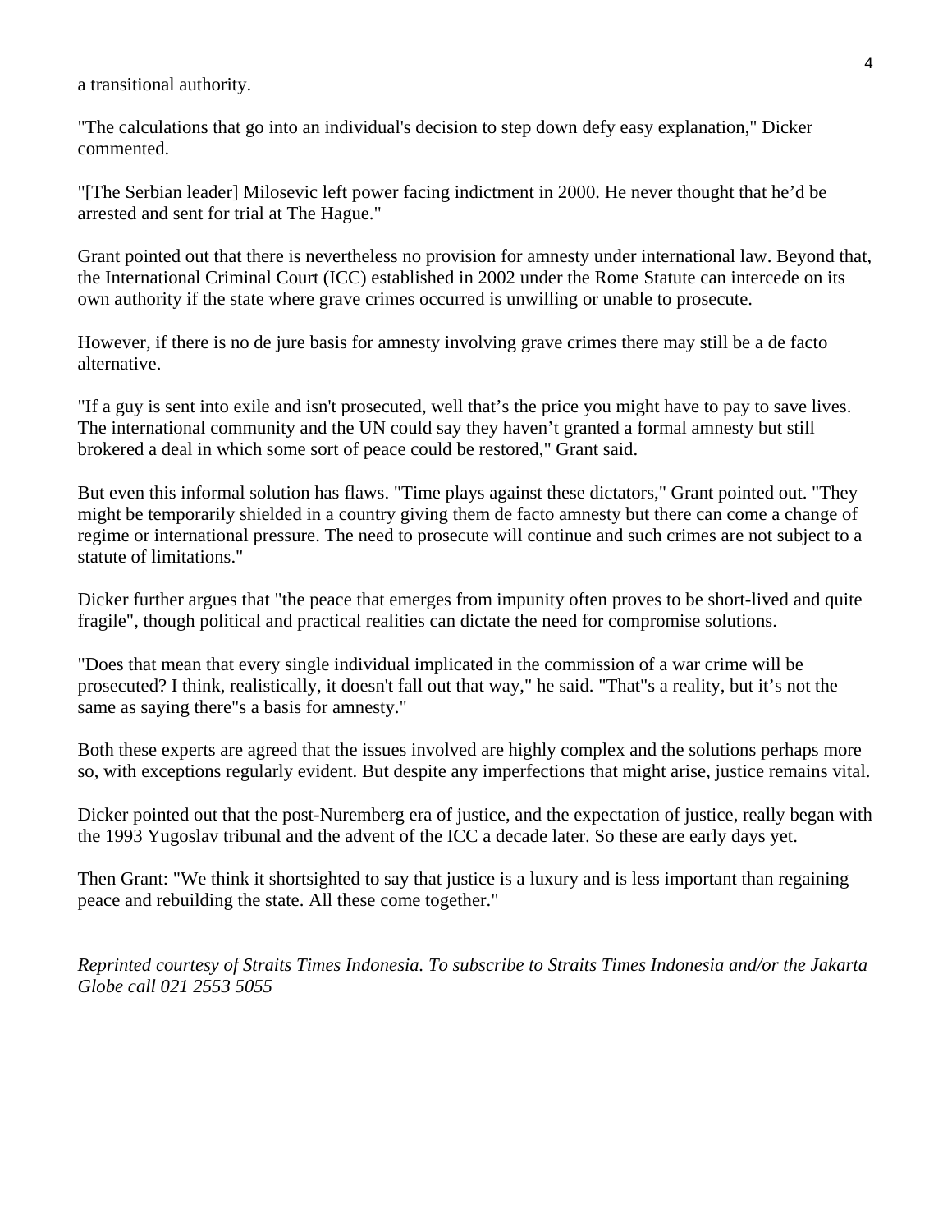a transitional authority.

"The calculations that go into an individual's decision to step down defy easy explanation," Dicker commented.

"[The Serbian leader] Milosevic left power facing indictment in 2000. He never thought that he'd be arrested and sent for trial at The Hague."

Grant pointed out that there is nevertheless no provision for amnesty under international law. Beyond that, the International Criminal Court (ICC) established in 2002 under the Rome Statute can intercede on its own authority if the state where grave crimes occurred is unwilling or unable to prosecute.

However, if there is no de jure basis for amnesty involving grave crimes there may still be a de facto alternative.

"If a guy is sent into exile and isn't prosecuted, well that's the price you might have to pay to save lives. The international community and the UN could say they haven't granted a formal amnesty but still brokered a deal in which some sort of peace could be restored," Grant said.

But even this informal solution has flaws. "Time plays against these dictators," Grant pointed out. "They might be temporarily shielded in a country giving them de facto amnesty but there can come a change of regime or international pressure. The need to prosecute will continue and such crimes are not subject to a statute of limitations."

Dicker further argues that "the peace that emerges from impunity often proves to be short-lived and quite fragile", though political and practical realities can dictate the need for compromise solutions.

"Does that mean that every single individual implicated in the commission of a war crime will be prosecuted? I think, realistically, it doesn't fall out that way," he said. "That"s a reality, but it's not the same as saying there"s a basis for amnesty."

Both these experts are agreed that the issues involved are highly complex and the solutions perhaps more so, with exceptions regularly evident. But despite any imperfections that might arise, justice remains vital.

Dicker pointed out that the post-Nuremberg era of justice, and the expectation of justice, really began with the 1993 Yugoslav tribunal and the advent of the ICC a decade later. So these are early days yet.

Then Grant: "We think it shortsighted to say that justice is a luxury and is less important than regaining peace and rebuilding the state. All these come together."

*Reprinted courtesy of Straits Times Indonesia. To subscribe to Straits Times Indonesia and/or the Jakarta Globe call 021 2553 5055*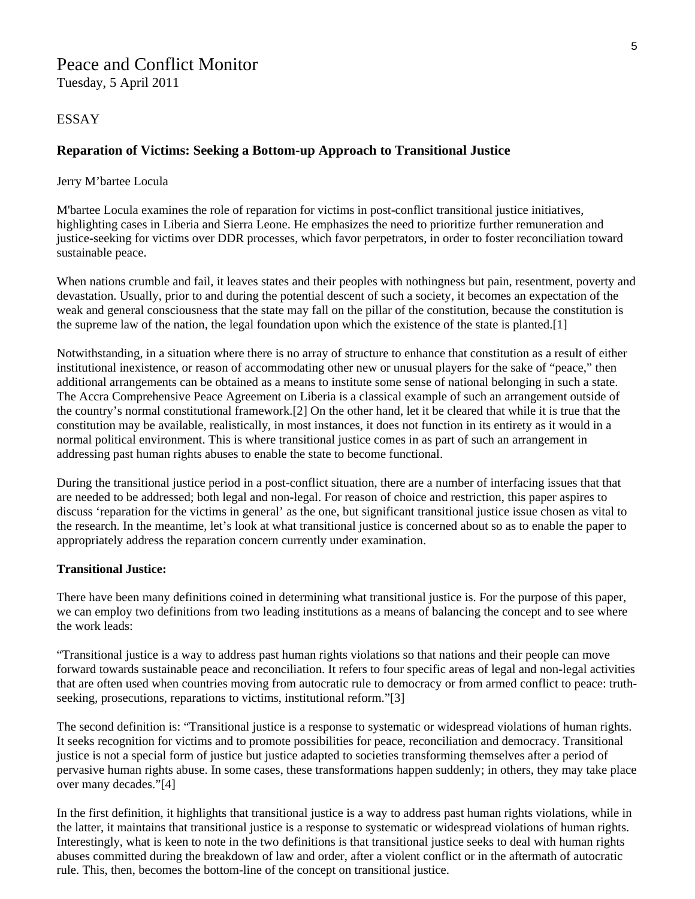# Peace and Conflict Monitor

Tuesday, 5 April 2011

ESSAY

## Reparation of Victims: Seeking a Bottom-up Approach to Transitional Justice

Jerry M'bartee Locula

M'bartee Locula examines the role of reparation for victims in post-conflict transitional justice initiatives, highlighting cases in Liberia and Sierra Leone. He emphasizes the need to prioritize further remuneration and justice-seeking for victims over DDR processes, which favor perpetrators, in order to foster reconciliation toward sustainable peace.

When nations crumble and fail, it leaves states and their peoples with nothingness but pain, resentment, poverty and devastation. Usually, prior to and during the potential descent of such a society, it becomes an expectation of the weak and general consciousness that the state may fall on the pillar of the constitution, because the constitution is the supreme law of the nation, the legal foundation upon which the existence of the state is planted.[1]

Notwithstanding, in a situation where there is no array of structure to enhance that constitution as a result of either institutional inexistence, or reason of accommodating other new or unusual players for the sake of "peace," then additional arrangements can be obtained as a means to institute some sense of national belonging in such a state. The Accra Comprehensive Peace Agreement on Liberia is a classical example of such an arrangement outside of the country's normal constitutional framework.[2] On the other hand, let it be cleared that while it is true that the constitution may be available, realistically, in most instances, it does not function in its entirety as it would in a normal political environment. This is where transitional justice comes in as part of such an arrangement in addressing past human rights abuses to enable the state to become functional.

During the transitional justice period in a post-conflict situation, there are a number of interfacing issues that that are needed to be addressed; both legal and non-legal. For reason of choice and restriction, this paper aspires to discuss 'reparation for the victims in general' as the one, but significant transitional justice issue chosen as vital to the research. In the meantime, let's look at what transitional justice is concerned about so as to enable the paper to appropriately address the reparation concern currently under examination.

### Transitional Justice:

There have been many definitions coined in determining what transitional justice is. For the purpose of this paper, we can employ two definitions from two leading institutions as a means of balancing the concept and to see where the work leads:

"Transitional justice is a way to address past human rights violations so that nations and their people can move forward towards sustainable peace and reconciliation. It refers to four specific areas of legal and non-legal activities that are often used when countries moving from autocratic rule to democracy or from armed conflict to peace: truth-seeking, prosecutions, reparations to victims, institutional reform."[3]

The second definition is: "Transitional justice is a response to systematic or widespread violations of human rights. It seeks recognition for victims and to promote possibilities for peace, reconciliation and democracy. Transitional justice is not a special form of justice but justice adapted to societies transforming themselves after a period of pervasive human rights abuse. In some cases, these transformations happen suddenly; in others, they may take place over many decades."[4]

In the first definition, it highlights that transitional justice is a way to address past human rights violations, while in the latter, it maintains that transitional justice is a response to systematic or widespread violations of human rights. Interestingly, what is keen to note in the two definitions is that transitional justice seeks to deal with human rights abuses committed during the breakdown of law and order, after a violent conflict or in the aftermath of autocratic rule. This, then, becomes the bottom-line of the concept on transitional justice.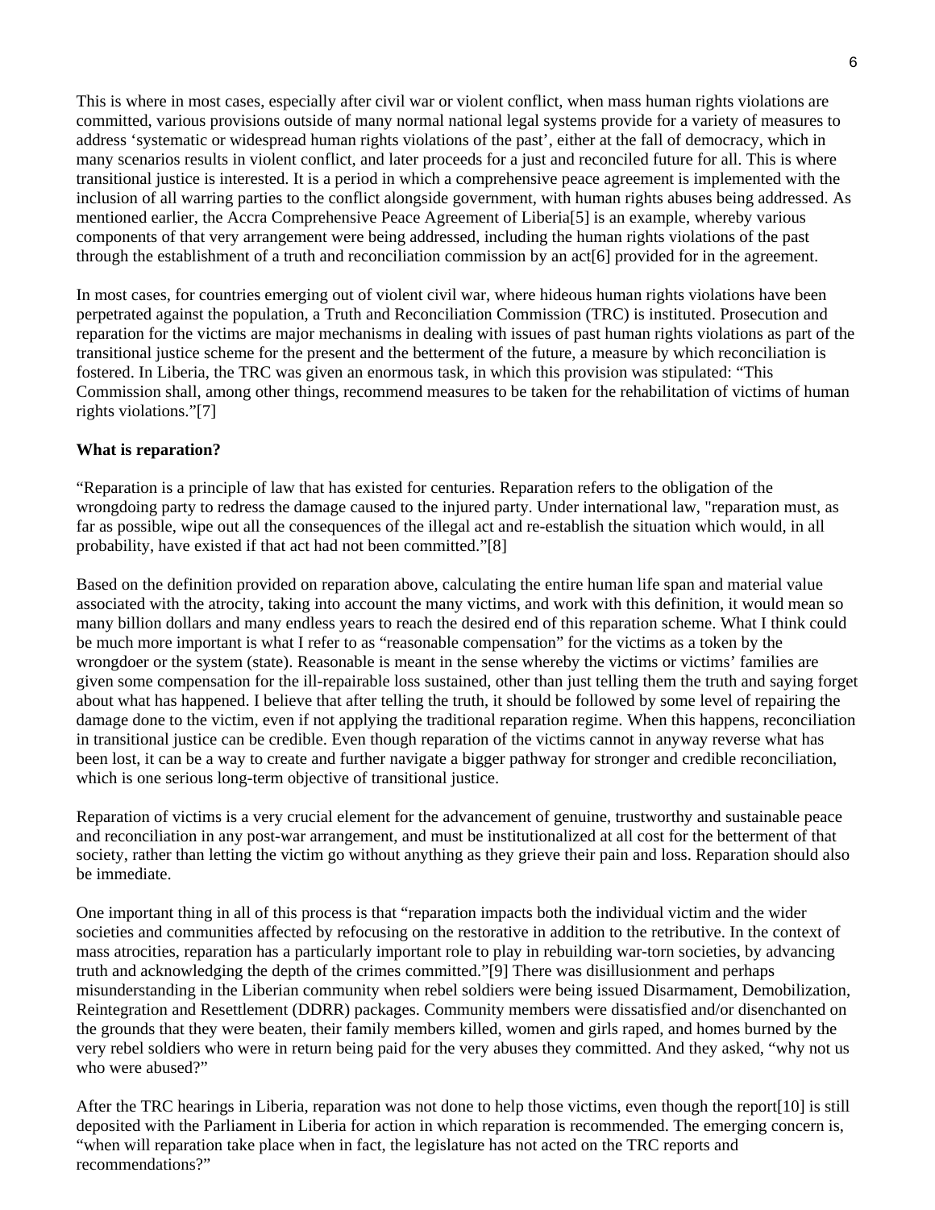This is where in most cases, especially after civil war or violent conflict, when mass human rights violations are committed, various provisions outside of many normal national legal systems provide for a variety of measures to address 'systematic or widespread human rights violations of the past', either at the fall of democracy, which in many scenarios results in violent conflict, and later proceeds for a just and reconciled future for all. This is where transitional justice is interested. It is a period in which a comprehensive peace agreement is implemented with the inclusion of all warring parties to the conflict alongside government, with human rights abuses being addressed. As mentioned earlier, the Accra Comprehensive Peace Agreement of Liberia[5] is an example, whereby various components of that very arrangement were being addressed, including the human rights violations of the past through the establishment of a truth and reconciliation commission by an act[6] provided for in the agreement.

In most cases, for countries emerging out of violent civil war, where hideous human rights violations have been perpetrated against the population, a Truth and Reconciliation Commission (TRC) is instituted. Prosecution and reparation for the victims are major mechanisms in dealing with issues of past human rights violations as part of the transitional justice scheme for the present and the betterment of the future, a measure by which reconciliation is fostered. In Liberia, the TRC was given an enormous task, in which this provision was stipulated: "This Commission shall, among other things, recommend measures to be taken for the rehabilitation of victims of human rights violations."[7]

**What is reparation?**

"Reparation is a principle of law that has existed for centuries. Reparation refers to the obligation of the wrongdoing party to redress the damage caused to the injured party. Under international law, "reparation must, as far as possible, wipe out all the consequences of the illegal act and re-establish the situation which would, in all probability, have existed if that act had not been committed."[8]

Based on the definition provided on reparation above, calculating the entire human life span and material value associated with the atrocity, taking into account the many victims, and work with this definition, it would mean so many billion dollars and many endless years to reach the desired end of this reparation scheme. What I think could be much more important is what I refer to as "reasonable compensation" for the victims as a token by the wrongdoer or the system (state). Reasonable is meant in the sense whereby the victims or victims' families are given some compensation for the ill-repairable loss sustained, other than just telling them the truth and saying forget about what has happened. I believe that after telling the truth, it should be followed by some level of repairing the damage done to the victim, even if not applying the traditional reparation regime. When this happens, reconciliation in transitional justice can be credible. Even though reparation of the victims cannot in anyway reverse what has been lost, it can be a way to create and further navigate a bigger pathway for stronger and credible reconciliation, which is one serious long-term objective of transitional justice.

Reparation of victims is a very crucial element for the advancement of genuine, trustworthy and sustainable peace and reconciliation in any post-war arrangement, and must be institutionalized at all cost for the betterment of that society, rather than letting the victim go without anything as they grieve their pain and loss. Reparation should also be immediate.

One important thing in all of this process is that "reparation impacts both the individual victim and the wider societies and communities affected by refocusing on the restorative in addition to the retributive. In the context of mass atrocities, reparation has a particularly important role to play in rebuilding war-torn societies, by advancing truth and acknowledging the depth of the crimes committed."[9] There was disillusionment and perhaps misunderstanding in the Liberian community when rebel soldiers were being issued Disarmament, Demobilization, Reintegration and Resettlement (DDRR) packages. Community members were dissatisfied and/or disenchanted on the grounds that they were beaten, their family members killed, women and girls raped, and homes burned by the very rebel soldiers who were in return being paid for the very abuses they committed. And they asked, "why not us who were abused?"

After the TRC hearings in Liberia, reparation was not done to help those victims, even though the report[10] is still deposited with the Parliament in Liberia for action in which reparation is recommended. The emerging concern is, "when will reparation take place when in fact, the legislature has not acted on the TRC reports and recommendations?"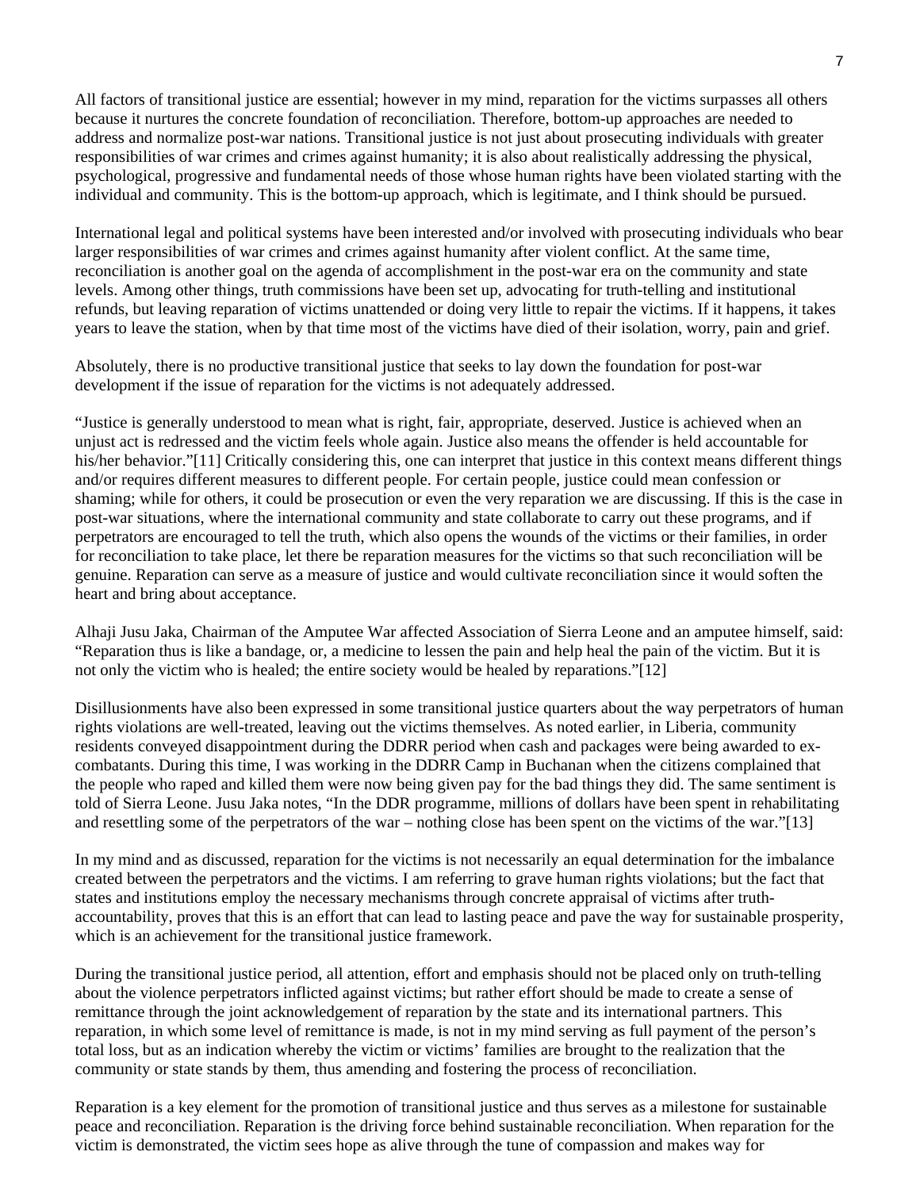All factors of transitional justice are essential; however in my mind, reparation for the victims surpasses all others because it nurtures the concrete foundation of reconciliation. Therefore, bottom-up approaches are needed to address and normalize post-war nations. Transitional justice is not just about prosecuting individuals with greater responsibilities of war crimes and crimes against humanity; it is also about realistically addressing the physical, psychological, progressive and fundamental needs of those whose human rights have been violated starting with the individual and community. This is the bottom-up approach, which is legitimate, and I think should be pursued.

International legal and political systems have been interested and/or involved with prosecuting individuals who bear larger responsibilities of war crimes and crimes against humanity after violent conflict. At the same time, reconciliation is another goal on the agenda of accomplishment in the post-war era on the community and state levels. Among other things, truth commissions have been set up, advocating for truth-telling and institutional refunds, but leaving reparation of victims unattended or doing very little to repair the victims. If it happens, it takes years to leave the station, when by that time most of the victims have died of their isolation, worry, pain and grief.

Absolutely, there is no productive transitional justice that seeks to lay down the foundation for post-war development if the issue of reparation for the victims is not adequately addressed.

"Justice is generally understood to mean what is right, fair, appropriate, deserved. Justice is achieved when an unjust act is redressed and the victim feels whole again. Justice also means the offender is held accountable for his/her behavior."[11] Critically considering this, one can interpret that justice in this context means different things and/or requires different measures to different people. For certain people, justice could mean confession or shaming; while for others, it could be prosecution or even the very reparation we are discussing. If this is the case in post-war situations, where the international community and state collaborate to carry out these programs, and if perpetrators are encouraged to tell the truth, which also opens the wounds of the victims or their families, in order for reconciliation to take place, let there be reparation measures for the victims so that such reconciliation will be genuine. Reparation can serve as a measure of justice and would cultivate reconciliation since it would soften the heart and bring about acceptance.

Alhaji Jusu Jaka, Chairman of the Amputee War affected Association of Sierra Leone and an amputee himself, said: "Reparation thus is like a bandage, or, a medicine to lessen the pain and help heal the pain of the victim. But it is not only the victim who is healed; the entire society would be healed by reparations."[12]

Disillusionments have also been expressed in some transitional justice quarters about the way perpetrators of human rights violations are well-treated, leaving out the victims themselves. As noted earlier, in Liberia, community residents conveyed disappointment during the DDRR period when cash and packages were being awarded to ex-combatants. During this time, I was working in the DDRR Camp in Buchanan when the citizens complained that the people who raped and killed them were now being given pay for the bad things they did. The same sentiment is told of Sierra Leone. Jusu Jaka notes, "In the DDR programme, millions of dollars have been spent in rehabilitating and resettling some of the perpetrators of the war – nothing close has been spent on the victims of the war."[13]

In my mind and as discussed, reparation for the victims is not necessarily an equal determination for the imbalance created between the perpetrators and the victims. I am referring to grave human rights violations; but the fact that states and institutions employ the necessary mechanisms through concrete appraisal of victims after truth-accountability, proves that this is an effort that can lead to lasting peace and pave the way for sustainable prosperity, which is an achievement for the transitional justice framework.

During the transitional justice period, all attention, effort and emphasis should not be placed only on truth-telling about the violence perpetrators inflicted against victims; but rather effort should be made to create a sense of remittance through the joint acknowledgement of reparation by the state and its international partners. This reparation, in which some level of remittance is made, is not in my mind serving as full payment of the person's total loss, but as an indication whereby the victim or victims' families are brought to the realization that the community or state stands by them, thus amending and fostering the process of reconciliation.

Reparation is a key element for the promotion of transitional justice and thus serves as a milestone for sustainable peace and reconciliation. Reparation is the driving force behind sustainable reconciliation. When reparation for the victim is demonstrated, the victim sees hope as alive through the tune of compassion and makes way for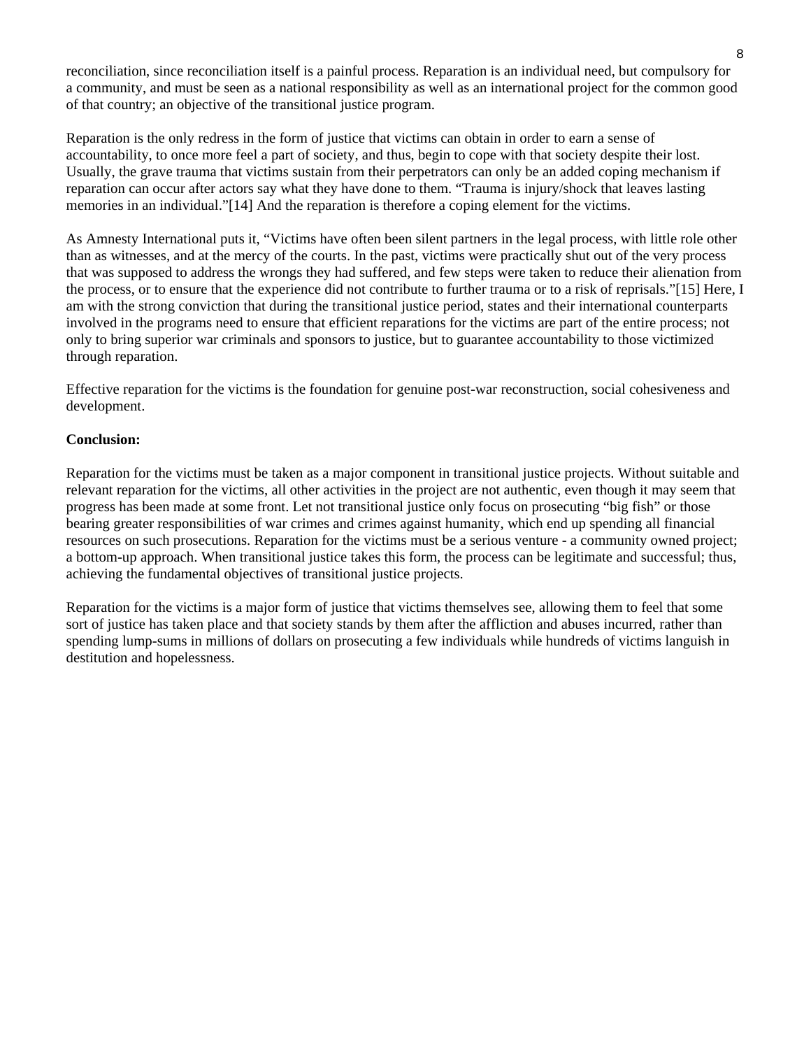reconciliation, since reconciliation itself is a painful process. Reparation is an individual need, but compulsory for a community, and must be seen as a national responsibility as well as an international project for the common good of that country; an objective of the transitional justice program.

Reparation is the only redress in the form of justice that victims can obtain in order to earn a sense of accountability, to once more feel a part of society, and thus, begin to cope with that society despite their lost. Usually, the grave trauma that victims sustain from their perpetrators can only be an added coping mechanism if reparation can occur after actors say what they have done to them. "Trauma is injury/shock that leaves lasting memories in an individual."[14] And the reparation is therefore a coping element for the victims.

As Amnesty International puts it, "Victims have often been silent partners in the legal process, with little role other than as witnesses, and at the mercy of the courts. In the past, victims were practically shut out of the very process that was supposed to address the wrongs they had suffered, and few steps were taken to reduce their alienation from the process, or to ensure that the experience did not contribute to further trauma or to a risk of reprisals."[15] Here, I am with the strong conviction that during the transitional justice period, states and their international counterparts involved in the programs need to ensure that efficient reparations for the victims are part of the entire process; not only to bring superior war criminals and sponsors to justice, but to guarantee accountability to those victimized through reparation.

Effective reparation for the victims is the foundation for genuine post-war reconstruction, social cohesiveness and development.

**Conclusion:**

Reparation for the victims must be taken as a major component in transitional justice projects. Without suitable and relevant reparation for the victims, all other activities in the project are not authentic, even though it may seem that progress has been made at some front. Let not transitional justice only focus on prosecuting "big fish" or those bearing greater responsibilities of war crimes and crimes against humanity, which end up spending all financial resources on such prosecutions. Reparation for the victims must be a serious venture - a community owned project; a bottom-up approach. When transitional justice takes this form, the process can be legitimate and successful; thus, achieving the fundamental objectives of transitional justice projects.

Reparation for the victims is a major form of justice that victims themselves see, allowing them to feel that some sort of justice has taken place and that society stands by them after the affliction and abuses incurred, rather than spending lump-sums in millions of dollars on prosecuting a few individuals while hundreds of victims languish in destitution and hopelessness.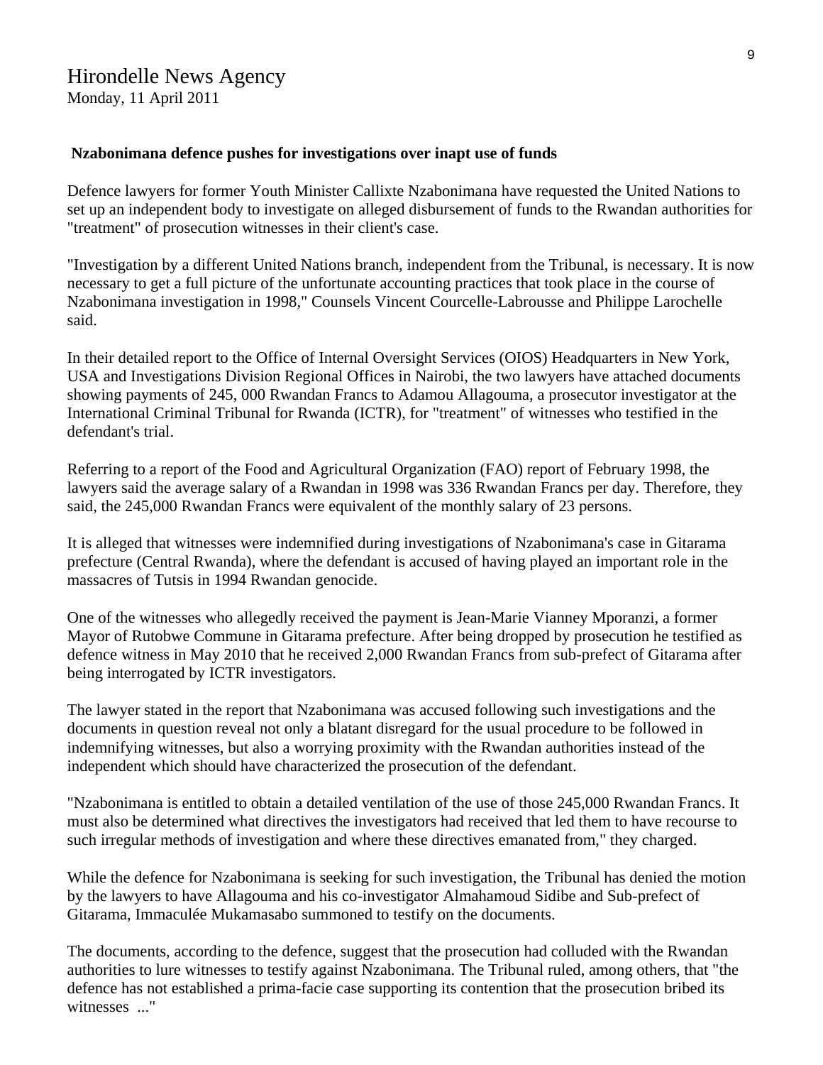Hirondelle News Agency
Monday, 11 April 2011

**Nzabonimana defence pushes for investigations over inapt use of funds**

Defence lawyers for former Youth Minister Callixte Nzabonimana have requested the United Nations to set up an independent body to investigate on alleged disbursement of funds to the Rwandan authorities for "treatment" of prosecution witnesses in their client's case.

"Investigation by a different United Nations branch, independent from the Tribunal, is necessary. It is now necessary to get a full picture of the unfortunate accounting practices that took place in the course of Nzabonimana investigation in 1998," Counsels Vincent Courcelle-Labrousse and Philippe Larochelle said.

In their detailed report to the Office of Internal Oversight Services (OIOS) Headquarters in New York, USA and Investigations Division Regional Offices in Nairobi, the two lawyers have attached documents showing payments of 245, 000 Rwandan Francs to Adamou Allagouma, a prosecutor investigator at the International Criminal Tribunal for Rwanda (ICTR), for "treatment" of witnesses who testified in the defendant's trial.

Referring to a report of the Food and Agricultural Organization (FAO) report of February 1998, the lawyers said the average salary of a Rwandan in 1998 was 336 Rwandan Francs per day. Therefore, they said, the 245,000 Rwandan Francs were equivalent of the monthly salary of 23 persons.

It is alleged that witnesses were indemnified during investigations of Nzabonimana's case in Gitarama prefecture (Central Rwanda), where the defendant is accused of having played an important role in the massacres of Tutsis in 1994 Rwandan genocide.

One of the witnesses who allegedly received the payment is Jean-Marie Vianney Mporanzi, a former Mayor of Rutobwe Commune in Gitarama prefecture. After being dropped by prosecution he testified as defence witness in May 2010 that he received 2,000 Rwandan Francs from sub-prefect of Gitarama after being interrogated by ICTR investigators.

The lawyer stated in the report that Nzabonimana was accused following such investigations and the documents in question reveal not only a blatant disregard for the usual procedure to be followed in indemnifying witnesses, but also a worrying proximity with the Rwandan authorities instead of the independent which should have characterized the prosecution of the defendant.

"Nzabonimana is entitled to obtain a detailed ventilation of the use of those 245,000 Rwandan Francs. It must also be determined what directives the investigators had received that led them to have recourse to such irregular methods of investigation and where these directives emanated from," they charged.

While the defence for Nzabonimana is seeking for such investigation, the Tribunal has denied the motion by the lawyers to have Allagouma and his co-investigator Almahamoud Sidibe and Sub-prefect of Gitarama, Immaculée Mukamasabo summoned to testify on the documents.

The documents, according to the defence, suggest that the prosecution had colluded with the Rwandan authorities to lure witnesses to testify against Nzabonimana. The Tribunal ruled, among others, that "the defence has not established a prima-facie case supporting its contention that the prosecution bribed its witnesses ..."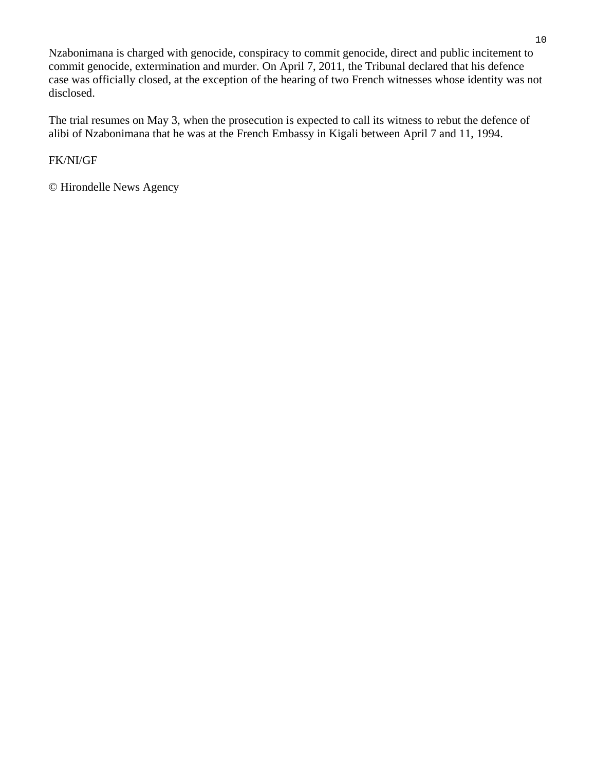Nzabonimana is charged with genocide, conspiracy to commit genocide, direct and public incitement to commit genocide, extermination and murder. On April 7, 2011, the Tribunal declared that his defence case was officially closed, at the exception of the hearing of two French witnesses whose identity was not disclosed.

The trial resumes on May 3, when the prosecution is expected to call its witness to rebut the defence of alibi of Nzabonimana that he was at the French Embassy in Kigali between April 7 and 11, 1994.

FK/NI/GF

© Hirondelle News Agency